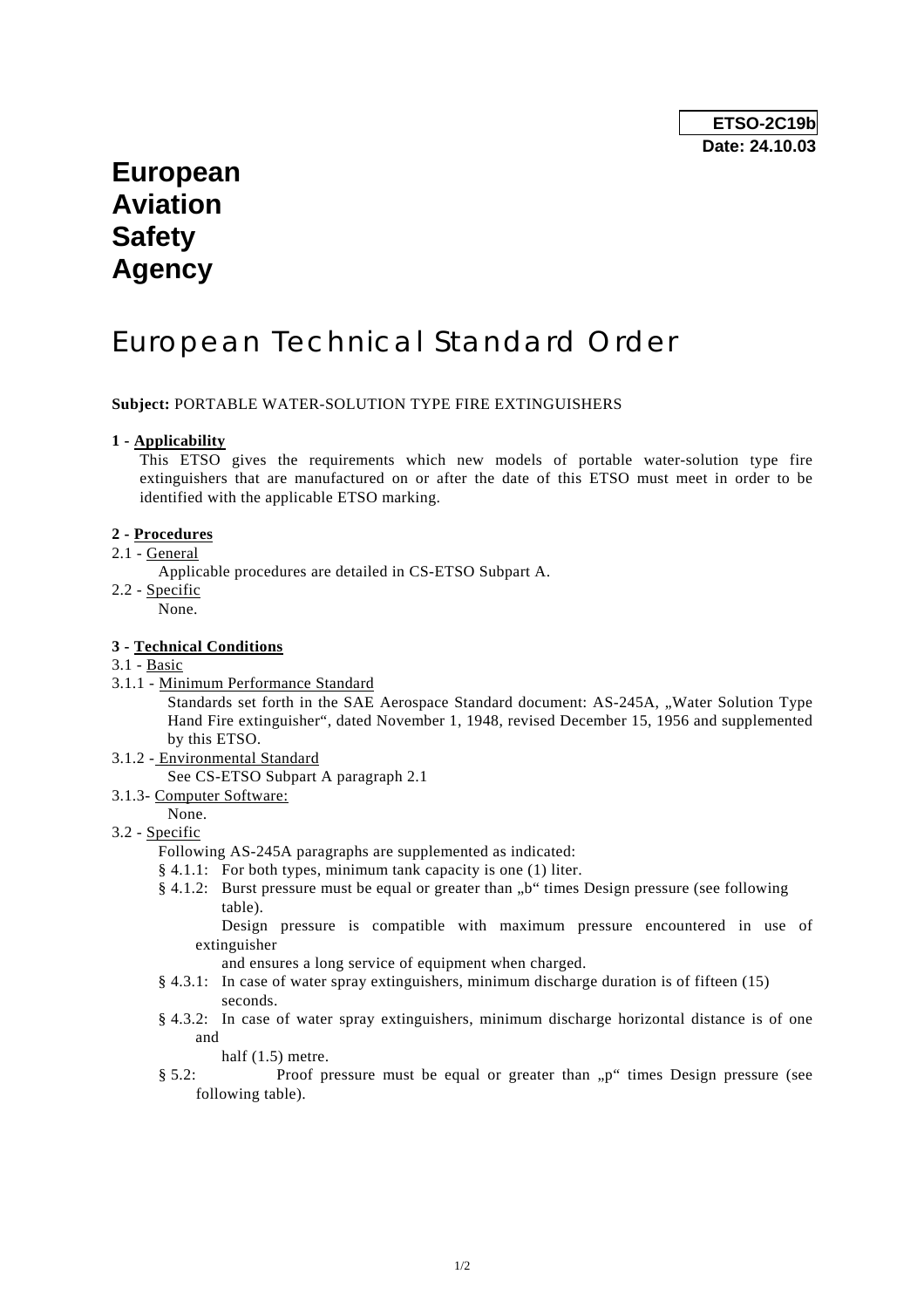**ETSO-2C19b**
**Date: 24.10.03**

# European Aviation Safety Agency

# European Technical Standard Order

**Subject:** PORTABLE WATER-SOLUTION TYPE FIRE EXTINGUISHERS

**1 - Applicability**

This ETSO gives the requirements which new models of portable water-solution type fire extinguishers that are manufactured on or after the date of this ETSO must meet in order to be identified with the applicable ETSO marking.

**2 - Procedures**

2.1 - General

Applicable procedures are detailed in CS-ETSO Subpart A.

2.2 - Specific

None.

**3 - Technical Conditions**

3.1 - Basic

3.1.1 - Minimum Performance Standard

Standards set forth in the SAE Aerospace Standard document: AS-245A, „Water Solution Type Hand Fire extinguisher", dated November 1, 1948, revised December 15, 1956 and supplemented by this ETSO.

3.1.2 - Environmental Standard

See CS-ETSO Subpart A paragraph 2.1

3.1.3- Computer Software:

None.

3.2 - Specific

Following AS-245A paragraphs are supplemented as indicated:

§ 4.1.1: For both types, minimum tank capacity is one (1) liter.

§ 4.1.2: Burst pressure must be equal or greater than „b" times Design pressure (see following table).
Design pressure is compatible with maximum pressure encountered in use of extinguisher and ensures a long service of equipment when charged.

§ 4.3.1: In case of water spray extinguishers, minimum discharge duration is of fifteen (15) seconds.

§ 4.3.2: In case of water spray extinguishers, minimum discharge horizontal distance is of one and half (1.5) metre.

§ 5.2: Proof pressure must be equal or greater than „p" times Design pressure (see following table).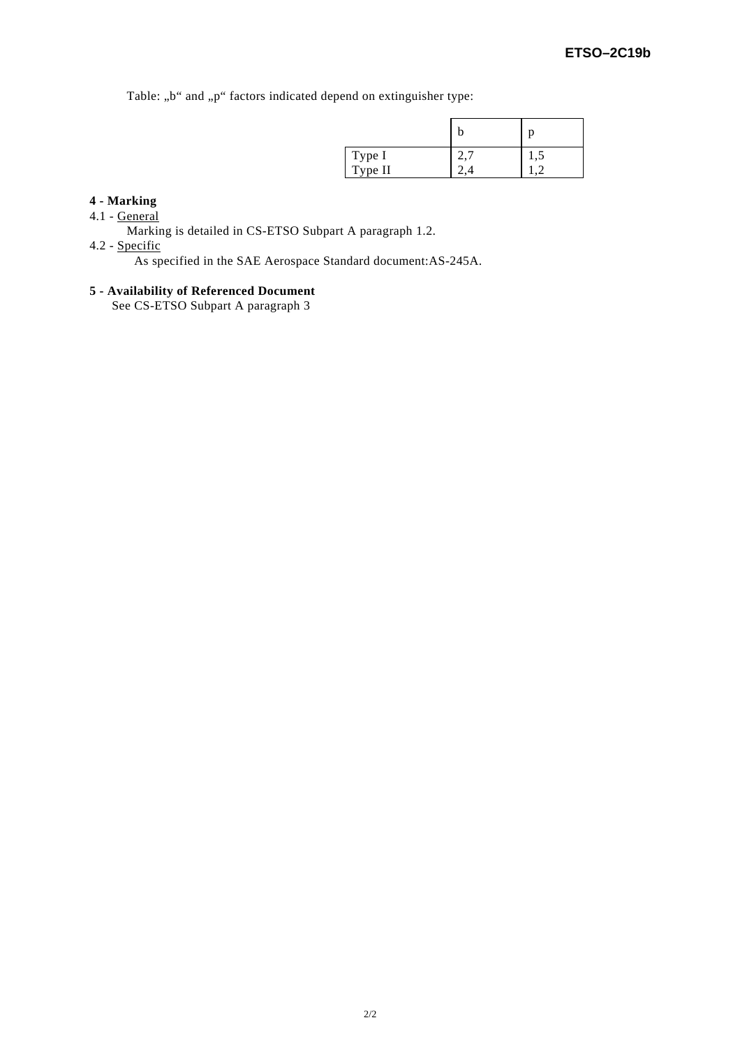Table: „b“ and „p“ factors indicated depend on extinguisher type:

| | b | p |
|---|---|---|
| Type I | 2,7 | 1,5 |
| Type II | 2,4 | 1,2 |

**4 - Marking**

4.1 - General

Marking is detailed in CS-ETSO Subpart A paragraph 1.2.

4.2 - Specific

As specified in the SAE Aerospace Standard document:AS-245A.

**5 - Availability of Referenced Document**

See CS-ETSO Subpart A paragraph 3